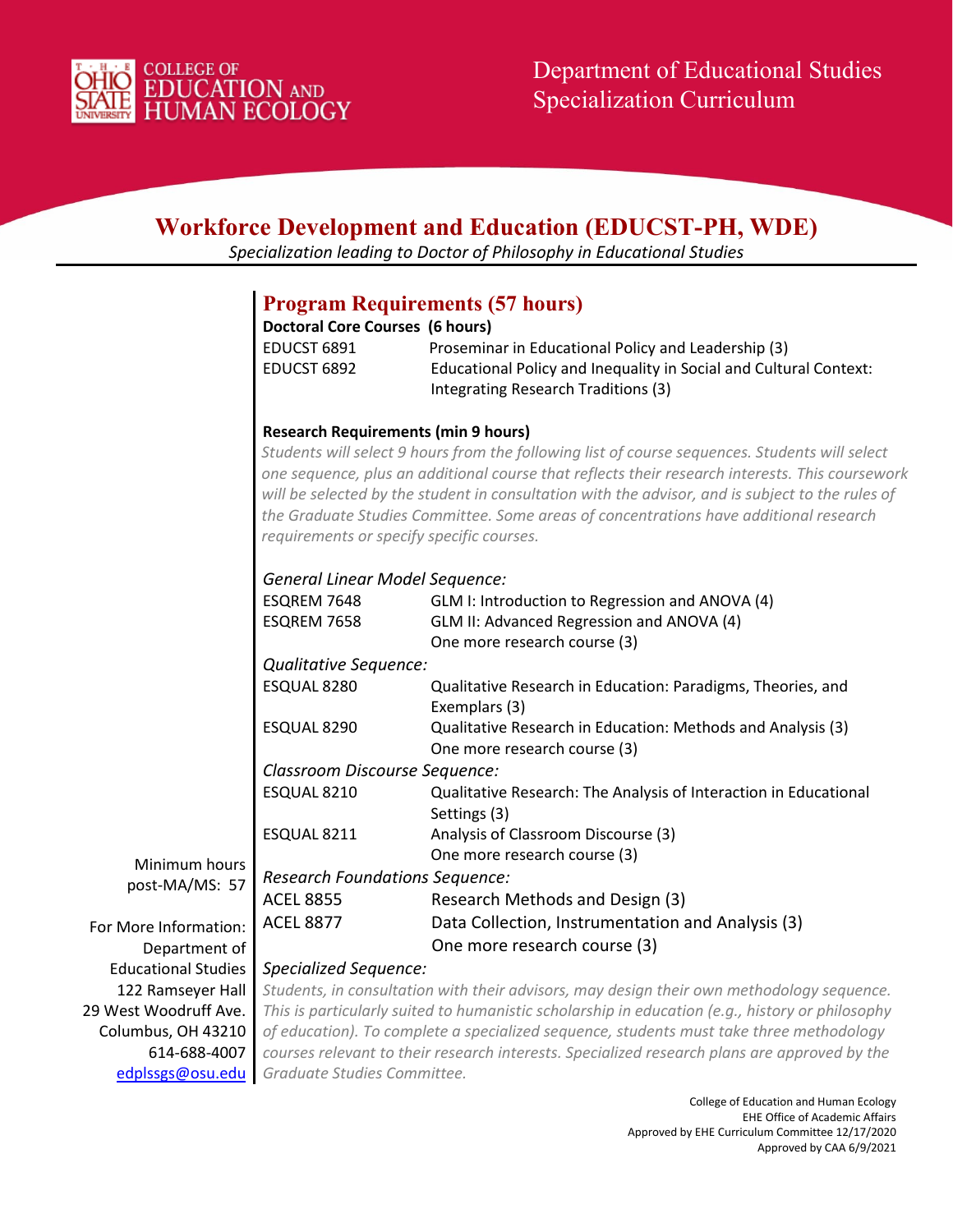Department of Educational Studies
Specialization Curriculum

# Workforce Development and Education (EDUCST-PH, WDE)

*Specialization leading to Doctor of Philosophy in Educational Studies*

## Program Requirements (57 hours)

**Doctoral Core Courses (6 hours)**

| | |
|---|---|
| EDUCST 6891 | Proseminar in Educational Policy and Leadership (3) |
| EDUCST 6892 | Educational Policy and Inequality in Social and Cultural Context: Integrating Research Traditions (3) |

**Research Requirements (min 9 hours)**

*Students will select 9 hours from the following list of course sequences. Students will select one sequence, plus an additional course that reflects their research interests. This coursework will be selected by the student in consultation with the advisor, and is subject to the rules of the Graduate Studies Committee. Some areas of concentrations have additional research requirements or specify specific courses.*

*General Linear Model Sequence:*

| | |
|---|---|
| ESQREM 7648 | GLM I: Introduction to Regression and ANOVA (4) |
| ESQREM 7658 | GLM II: Advanced Regression and ANOVA (4) |
| | One more research course (3) |

*Qualitative Sequence:*

| | |
|---|---|
| ESQUAL 8280 | Qualitative Research in Education: Paradigms, Theories, and Exemplars (3) |
| ESQUAL 8290 | Qualitative Research in Education: Methods and Analysis (3) |
| | One more research course (3) |

*Classroom Discourse Sequence:*

| | |
|---|---|
| ESQUAL 8210 | Qualitative Research: The Analysis of Interaction in Educational Settings (3) |
| ESQUAL 8211 | Analysis of Classroom Discourse (3) |
| | One more research course (3) |

*Research Foundations Sequence:*

| | |
|---|---|
| ACEL 8855 | Research Methods and Design (3) |
| ACEL 8877 | Data Collection, Instrumentation and Analysis (3) |
| | One more research course (3) |

*Specialized Sequence:*

*Students, in consultation with their advisors, may design their own methodology sequence. This is particularly suited to humanistic scholarship in education (e.g., history or philosophy of education). To complete a specialized sequence, students must take three methodology courses relevant to their research interests. Specialized research plans are approved by the Graduate Studies Committee.*

Minimum hours post-MA/MS: 57

For More Information:
Department of Educational Studies
122 Ramseyer Hall
29 West Woodruff Ave.
Columbus, OH 43210
614-688-4007
edplssgs@osu.edu

College of Education and Human Ecology
EHE Office of Academic Affairs
Approved by EHE Curriculum Committee 12/17/2020
Approved by CAA 6/9/2021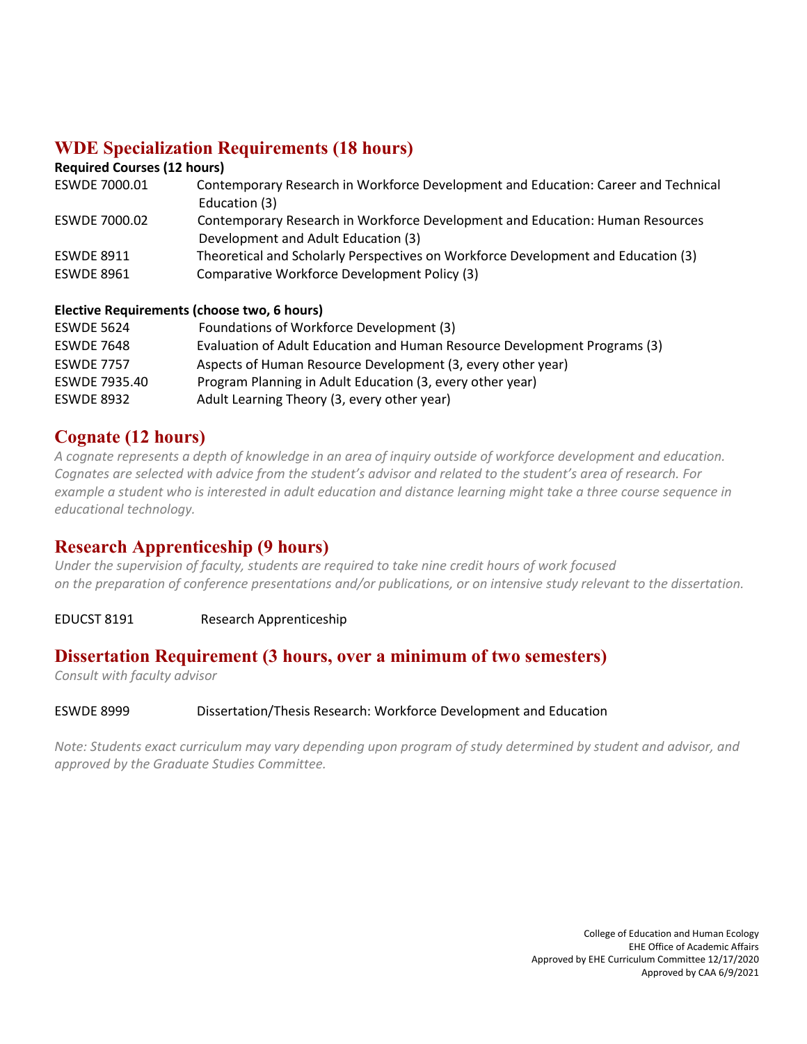## WDE Specialization Requirements (18 hours)

**Required Courses (12 hours)**

| | |
|---|---|
| ESWDE 7000.01 | Contemporary Research in Workforce Development and Education: Career and Technical Education (3) |
| ESWDE 7000.02 | Contemporary Research in Workforce Development and Education: Human Resources Development and Adult Education (3) |
| ESWDE 8911 | Theoretical and Scholarly Perspectives on Workforce Development and Education (3) |
| ESWDE 8961 | Comparative Workforce Development Policy (3) |

**Elective Requirements (choose two, 6 hours)**

| | |
|---|---|
| ESWDE 5624 | Foundations of Workforce Development (3) |
| ESWDE 7648 | Evaluation of Adult Education and Human Resource Development Programs (3) |
| ESWDE 7757 | Aspects of Human Resource Development (3, every other year) |
| ESWDE 7935.40 | Program Planning in Adult Education (3, every other year) |
| ESWDE 8932 | Adult Learning Theory (3, every other year) |

## Cognate (12 hours)

*A cognate represents a depth of knowledge in an area of inquiry outside of workforce development and education. Cognates are selected with advice from the student's advisor and related to the student's area of research. For example a student who is interested in adult education and distance learning might take a three course sequence in educational technology.*

## Research Apprenticeship (9 hours)

*Under the supervision of faculty, students are required to take nine credit hours of work focused on the preparation of conference presentations and/or publications, or on intensive study relevant to the dissertation.*

EDUCST 8191 Research Apprenticeship

## Dissertation Requirement (3 hours, over a minimum of two semesters)

*Consult with faculty advisor*

ESWDE 8999 Dissertation/Thesis Research: Workforce Development and Education

*Note: Students exact curriculum may vary depending upon program of study determined by student and advisor, and approved by the Graduate Studies Committee.*

College of Education and Human Ecology
EHE Office of Academic Affairs
Approved by EHE Curriculum Committee 12/17/2020
Approved by CAA 6/9/2021